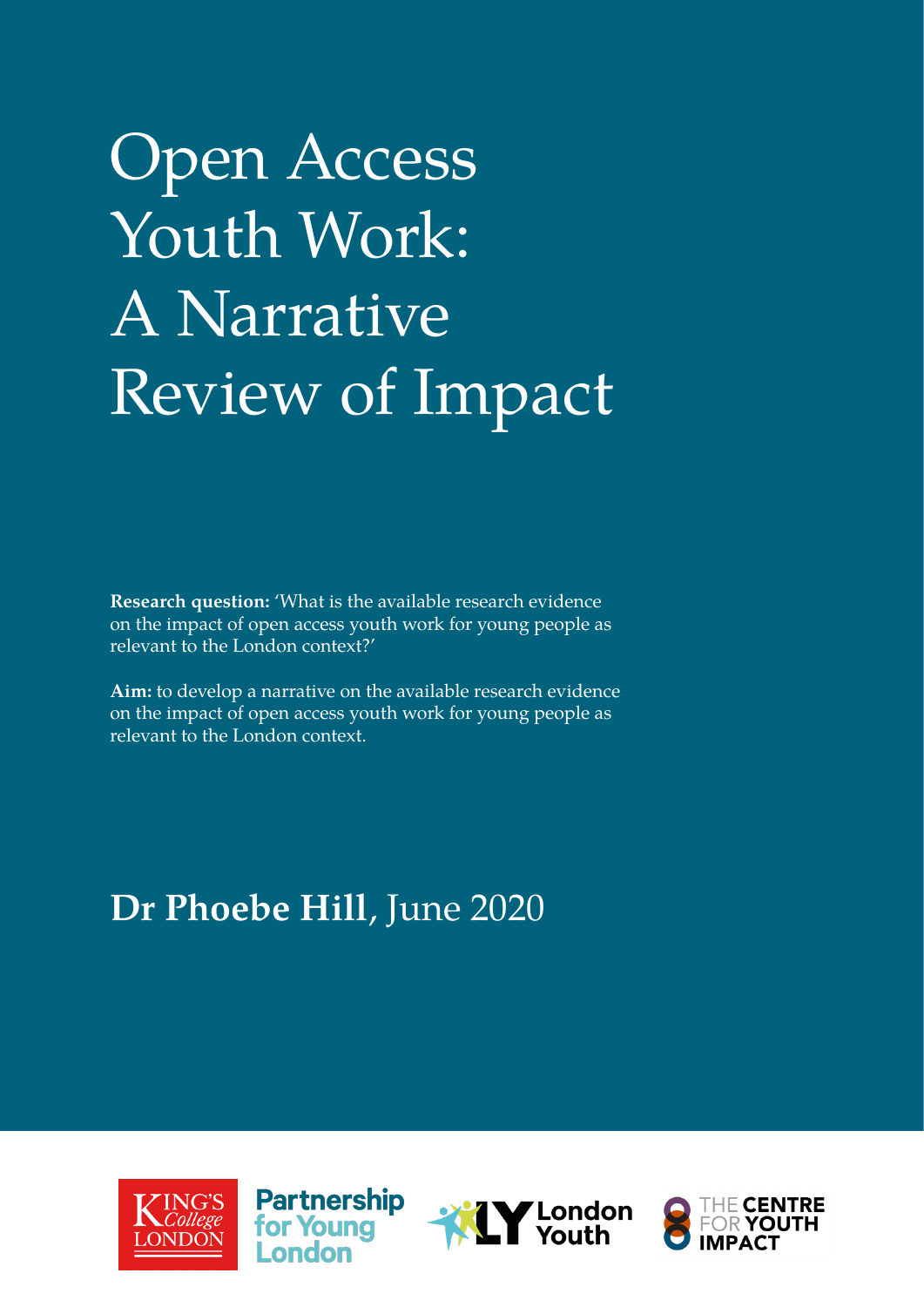# Open Access Youth Work: A Narrative Review of Impact

**Research question:** 'What is the available research evidence on the impact of open access youth work for young people as relevant to the London context?'

**Aim:** to develop a narrative on the available research evidence on the impact of open access youth work for young people as relevant to the London context.

## **Dr Phoebe Hill**, June 2020

King's College London

Partnership for Young London

London Youth

The Centre for Youth Impact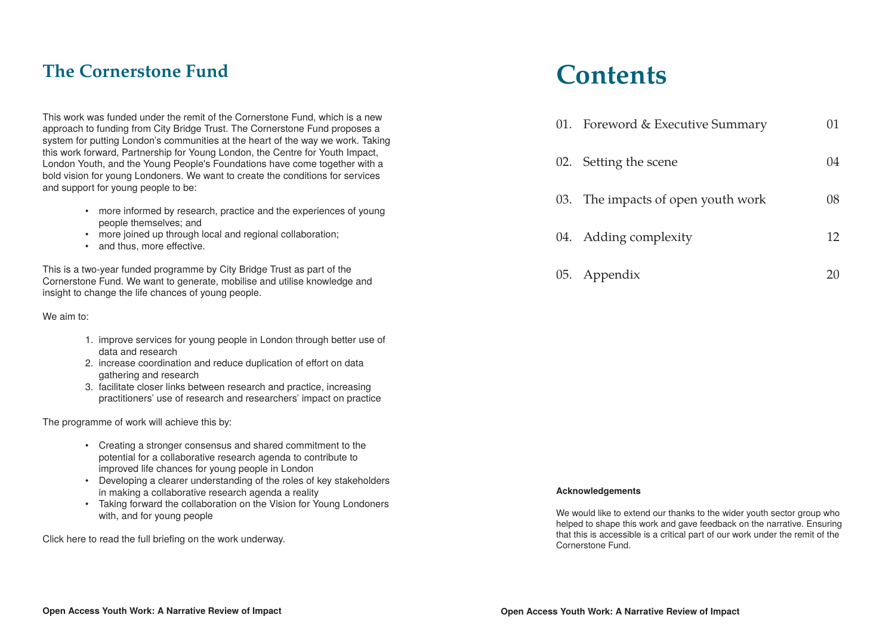## The Cornerstone Fund

This work was funded under the remit of the Cornerstone Fund, which is a new approach to funding from City Bridge Trust. The Cornerstone Fund proposes a system for putting London's communities at the heart of the way we work. Taking this work forward, Partnership for Young London, the Centre for Youth Impact, London Youth, and the Young People's Foundations have come together with a bold vision for young Londoners. We want to create the conditions for services and support for young people to be:

- more informed by research, practice and the experiences of young people themselves; and
- more joined up through local and regional collaboration;
- and thus, more effective.

This is a two-year funded programme by City Bridge Trust as part of the Cornerstone Fund. We want to generate, mobilise and utilise knowledge and insight to change the life chances of young people.

We aim to:

1. improve services for young people in London through better use of data and research
2. increase coordination and reduce duplication of effort on data gathering and research
3. facilitate closer links between research and practice, increasing practitioners' use of research and researchers' impact on practice

The programme of work will achieve this by:

- Creating a stronger consensus and shared commitment to the potential for a collaborative research agenda to contribute to improved life chances for young people in London
- Developing a clearer understanding of the roles of key stakeholders in making a collaborative research agenda a reality
- Taking forward the collaboration on the Vision for Young Londoners with, and for young people

Click here to read the full briefing on the work underway.

# Contents

| | | |
|---|---|---|
| 01. | Foreword & Executive Summary | 01 |
| 02. | Setting the scene | 04 |
| 03. | The impacts of open youth work | 08 |
| 04. | Adding complexity | 12 |
| 05. | Appendix | 20 |

**Acknowledgements**

We would like to extend our thanks to the wider youth sector group who helped to shape this work and gave feedback on the narrative. Ensuring that this is accessible is a critical part of our work under the remit of the Cornerstone Fund.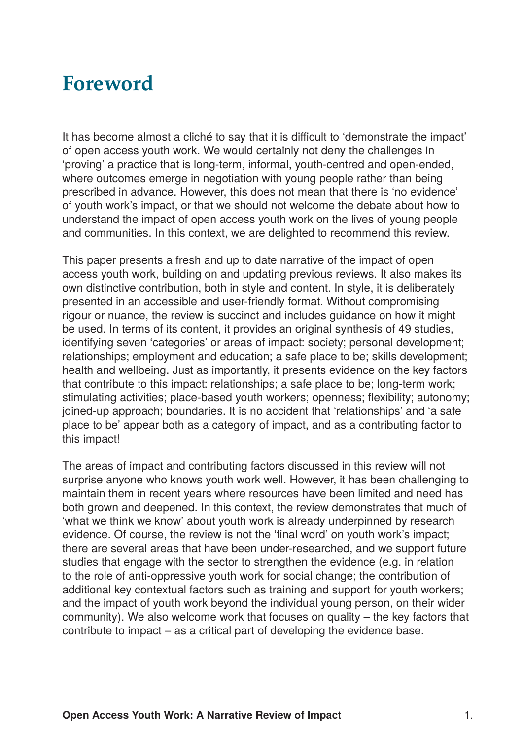# Foreword

It has become almost a cliché to say that it is difficult to 'demonstrate the impact' of open access youth work. We would certainly not deny the challenges in 'proving' a practice that is long-term, informal, youth-centred and open-ended, where outcomes emerge in negotiation with young people rather than being prescribed in advance. However, this does not mean that there is 'no evidence' of youth work's impact, or that we should not welcome the debate about how to understand the impact of open access youth work on the lives of young people and communities. In this context, we are delighted to recommend this review.

This paper presents a fresh and up to date narrative of the impact of open access youth work, building on and updating previous reviews. It also makes its own distinctive contribution, both in style and content. In style, it is deliberately presented in an accessible and user-friendly format. Without compromising rigour or nuance, the review is succinct and includes guidance on how it might be used. In terms of its content, it provides an original synthesis of 49 studies, identifying seven 'categories' or areas of impact: society; personal development; relationships; employment and education; a safe place to be; skills development; health and wellbeing. Just as importantly, it presents evidence on the key factors that contribute to this impact: relationships; a safe place to be; long-term work; stimulating activities; place-based youth workers; openness; flexibility; autonomy; joined-up approach; boundaries. It is no accident that 'relationships' and 'a safe place to be' appear both as a category of impact, and as a contributing factor to this impact!

The areas of impact and contributing factors discussed in this review will not surprise anyone who knows youth work well. However, it has been challenging to maintain them in recent years where resources have been limited and need has both grown and deepened. In this context, the review demonstrates that much of 'what we think we know' about youth work is already underpinned by research evidence. Of course, the review is not the 'final word' on youth work's impact; there are several areas that have been under-researched, and we support future studies that engage with the sector to strengthen the evidence (e.g. in relation to the role of anti-oppressive youth work for social change; the contribution of additional key contextual factors such as training and support for youth workers; and the impact of youth work beyond the individual young person, on their wider community). We also welcome work that focuses on quality – the key factors that contribute to impact – as a critical part of developing the evidence base.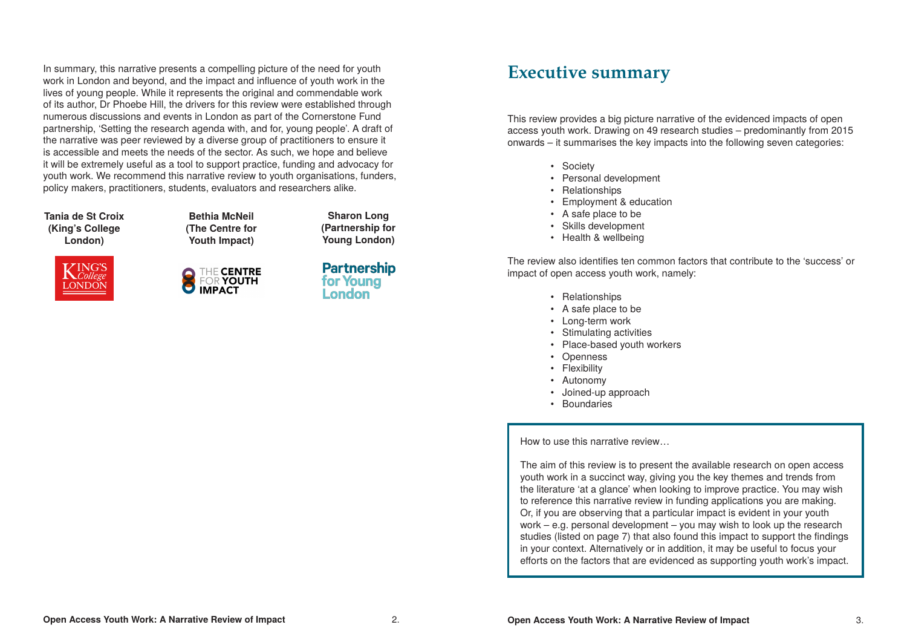In summary, this narrative presents a compelling picture of the need for youth work in London and beyond, and the impact and influence of youth work in the lives of young people. While it represents the original and commendable work of its author, Dr Phoebe Hill, the drivers for this review were established through numerous discussions and events in London as part of the Cornerstone Fund partnership, 'Setting the research agenda with, and for, young people'. A draft of the narrative was peer reviewed by a diverse group of practitioners to ensure it is accessible and meets the needs of the sector. As such, we hope and believe it will be extremely useful as a tool to support practice, funding and advocacy for youth work. We recommend this narrative review to youth organisations, funders, policy makers, practitioners, students, evaluators and researchers alike.

**Tania de St Croix (King's College London)**

**Bethia McNeil (The Centre for Youth Impact)**

**Sharon Long (Partnership for Young London)**

## Executive summary

This review provides a big picture narrative of the evidenced impacts of open access youth work. Drawing on 49 research studies – predominantly from 2015 onwards – it summarises the key impacts into the following seven categories:

- Society
- Personal development
- Relationships
- Employment & education
- A safe place to be
- Skills development
- Health & wellbeing

The review also identifies ten common factors that contribute to the 'success' or impact of open access youth work, namely:

- Relationships
- A safe place to be
- Long-term work
- Stimulating activities
- Place-based youth workers
- Openness
- Flexibility
- Autonomy
- Joined-up approach
- Boundaries

How to use this narrative review…

The aim of this review is to present the available research on open access youth work in a succinct way, giving you the key themes and trends from the literature 'at a glance' when looking to improve practice. You may wish to reference this narrative review in funding applications you are making. Or, if you are observing that a particular impact is evident in your youth work – e.g. personal development – you may wish to look up the research studies (listed on page 7) that also found this impact to support the findings in your context. Alternatively or in addition, it may be useful to focus your efforts on the factors that are evidenced as supporting youth work's impact.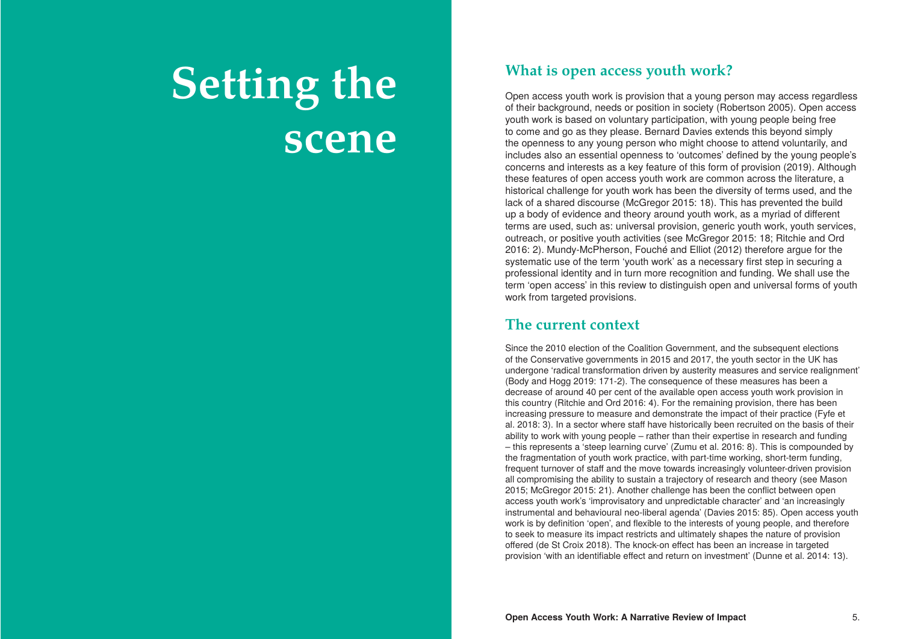# Setting the scene

## What is open access youth work?

Open access youth work is provision that a young person may access regardless of their background, needs or position in society (Robertson 2005). Open access youth work is based on voluntary participation, with young people being free to come and go as they please. Bernard Davies extends this beyond simply the openness to any young person who might choose to attend voluntarily, and includes also an essential openness to 'outcomes' defined by the young people's concerns and interests as a key feature of this form of provision (2019). Although these features of open access youth work are common across the literature, a historical challenge for youth work has been the diversity of terms used, and the lack of a shared discourse (McGregor 2015: 18). This has prevented the build up a body of evidence and theory around youth work, as a myriad of different terms are used, such as: universal provision, generic youth work, youth services, outreach, or positive youth activities (see McGregor 2015: 18; Ritchie and Ord 2016: 2). Mundy-McPherson, Fouché and Elliot (2012) therefore argue for the systematic use of the term 'youth work' as a necessary first step in securing a professional identity and in turn more recognition and funding. We shall use the term 'open access' in this review to distinguish open and universal forms of youth work from targeted provisions.

## The current context

Since the 2010 election of the Coalition Government, and the subsequent elections of the Conservative governments in 2015 and 2017, the youth sector in the UK has undergone 'radical transformation driven by austerity measures and service realignment' (Body and Hogg 2019: 171-2). The consequence of these measures has been a decrease of around 40 per cent of the available open access youth work provision in this country (Ritchie and Ord 2016: 4). For the remaining provision, there has been increasing pressure to measure and demonstrate the impact of their practice (Fyfe et al. 2018: 3). In a sector where staff have historically been recruited on the basis of their ability to work with young people – rather than their expertise in research and funding – this represents a 'steep learning curve' (Zumu et al. 2016: 8). This is compounded by the fragmentation of youth work practice, with part-time working, short-term funding, frequent turnover of staff and the move towards increasingly volunteer-driven provision all compromising the ability to sustain a trajectory of research and theory (see Mason 2015; McGregor 2015: 21). Another challenge has been the conflict between open access youth work's 'improvisatory and unpredictable character' and 'an increasingly instrumental and behavioural neo-liberal agenda' (Davies 2015: 85). Open access youth work is by definition 'open', and flexible to the interests of young people, and therefore to seek to measure its impact restricts and ultimately shapes the nature of provision offered (de St Croix 2018). The knock-on effect has been an increase in targeted provision 'with an identifiable effect and return on investment' (Dunne et al. 2014: 13).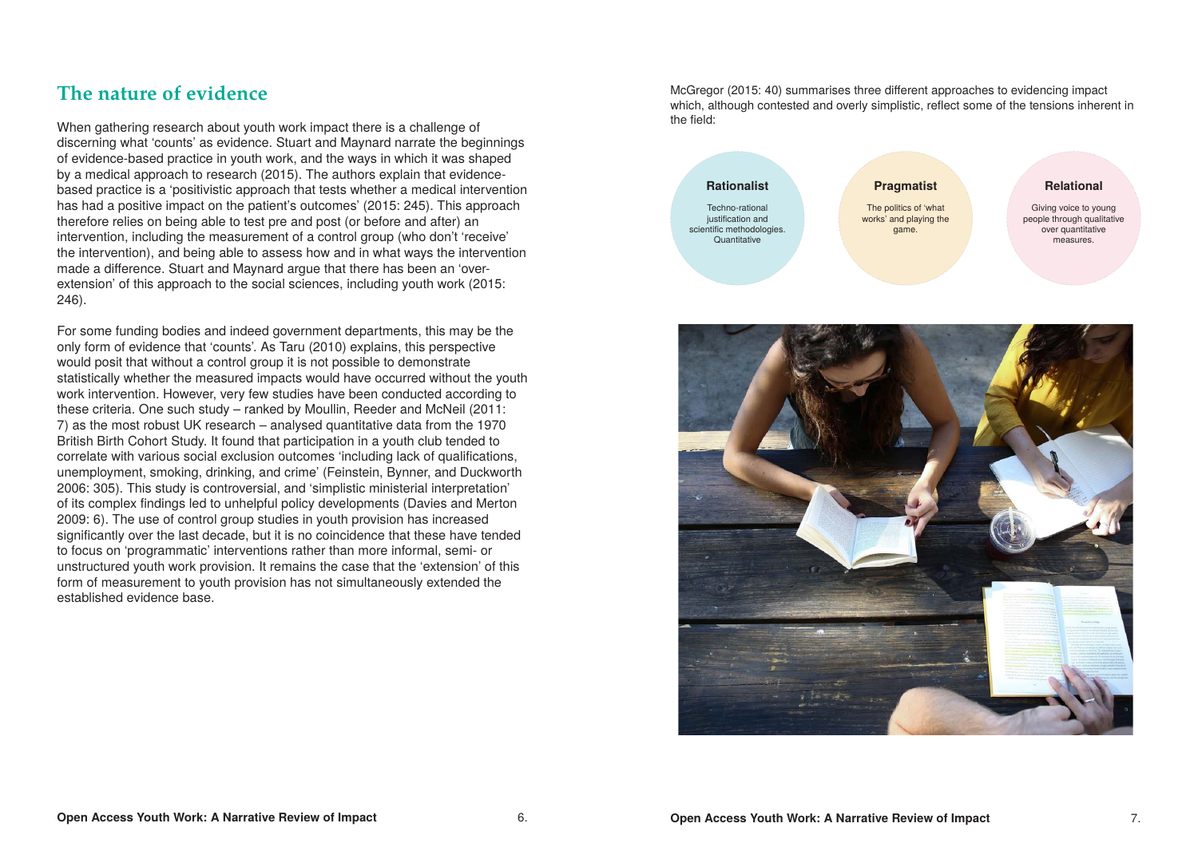## The nature of evidence

When gathering research about youth work impact there is a challenge of discerning what 'counts' as evidence. Stuart and Maynard narrate the beginnings of evidence-based practice in youth work, and the ways in which it was shaped by a medical approach to research (2015). The authors explain that evidence-based practice is a 'positivistic approach that tests whether a medical intervention has had a positive impact on the patient's outcomes' (2015: 245). This approach therefore relies on being able to test pre and post (or before and after) an intervention, including the measurement of a control group (who don't 'receive' the intervention), and being able to assess how and in what ways the intervention made a difference. Stuart and Maynard argue that there has been an 'over-extension' of this approach to the social sciences, including youth work (2015: 246).

For some funding bodies and indeed government departments, this may be the only form of evidence that 'counts'. As Taru (2010) explains, this perspective would posit that without a control group it is not possible to demonstrate statistically whether the measured impacts would have occurred without the youth work intervention. However, very few studies have been conducted according to these criteria. One such study – ranked by Moullin, Reeder and McNeil (2011: 7) as the most robust UK research – analysed quantitative data from the 1970 British Birth Cohort Study. It found that participation in a youth club tended to correlate with various social exclusion outcomes 'including lack of qualifications, unemployment, smoking, drinking, and crime' (Feinstein, Bynner, and Duckworth 2006: 305). This study is controversial, and 'simplistic ministerial interpretation' of its complex findings led to unhelpful policy developments (Davies and Merton 2009: 6). The use of control group studies in youth provision has increased significantly over the last decade, but it is no coincidence that these have tended to focus on 'programmatic' interventions rather than more informal, semi- or unstructured youth work provision. It remains the case that the 'extension' of this form of measurement to youth provision has not simultaneously extended the established evidence base.

McGregor (2015: 40) summarises three different approaches to evidencing impact which, although contested and overly simplistic, reflect some of the tensions inherent in the field:

**Rationalist**
Techno-rational justification and scientific methodologies. Quantitative

**Pragmatist**
The politics of 'what works' and playing the game.

**Relational**
Giving voice to young people through qualitative over quantitative measures.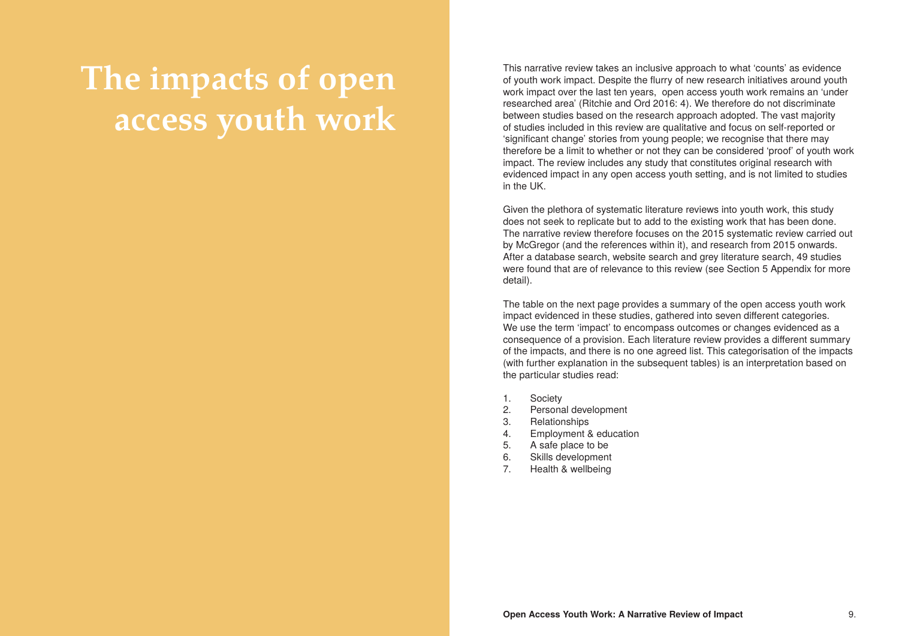# The impacts of open access youth work

This narrative review takes an inclusive approach to what 'counts' as evidence of youth work impact. Despite the flurry of new research initiatives around youth work impact over the last ten years, open access youth work remains an 'under researched area' (Ritchie and Ord 2016: 4). We therefore do not discriminate between studies based on the research approach adopted. The vast majority of studies included in this review are qualitative and focus on self-reported or 'significant change' stories from young people; we recognise that there may therefore be a limit to whether or not they can be considered 'proof' of youth work impact. The review includes any study that constitutes original research with evidenced impact in any open access youth setting, and is not limited to studies in the UK.

Given the plethora of systematic literature reviews into youth work, this study does not seek to replicate but to add to the existing work that has been done. The narrative review therefore focuses on the 2015 systematic review carried out by McGregor (and the references within it), and research from 2015 onwards. After a database search, website search and grey literature search, 49 studies were found that are of relevance to this review (see Section 5 Appendix for more detail).

The table on the next page provides a summary of the open access youth work impact evidenced in these studies, gathered into seven different categories. We use the term 'impact' to encompass outcomes or changes evidenced as a consequence of a provision. Each literature review provides a different summary of the impacts, and there is no one agreed list. This categorisation of the impacts (with further explanation in the subsequent tables) is an interpretation based on the particular studies read:

1. Society
2. Personal development
3. Relationships
4. Employment & education
5. A safe place to be
6. Skills development
7. Health & wellbeing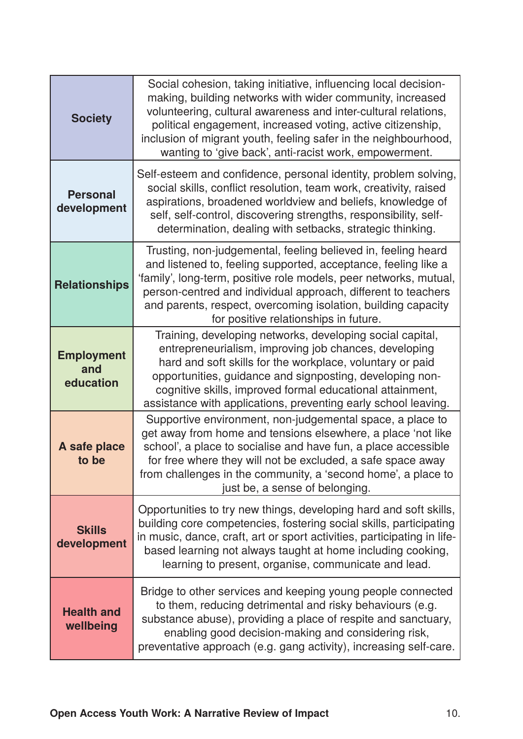| | |
|---|---|
| **Society** | Social cohesion, taking initiative, influencing local decision-making, building networks with wider community, increased volunteering, cultural awareness and inter-cultural relations, political engagement, increased voting, active citizenship, inclusion of migrant youth, feeling safer in the neighbourhood, wanting to 'give back', anti-racist work, empowerment. |
| **Personal development** | Self-esteem and confidence, personal identity, problem solving, social skills, conflict resolution, team work, creativity, raised aspirations, broadened worldview and beliefs, knowledge of self, self-control, discovering strengths, responsibility, self-determination, dealing with setbacks, strategic thinking. |
| **Relationships** | Trusting, non-judgemental, feeling believed in, feeling heard and listened to, feeling supported, acceptance, feeling like a 'family', long-term, positive role models, peer networks, mutual, person-centred and individual approach, different to teachers and parents, respect, overcoming isolation, building capacity for positive relationships in future. |
| **Employment and education** | Training, developing networks, developing social capital, entrepreneurialism, improving job chances, developing hard and soft skills for the workplace, voluntary or paid opportunities, guidance and signposting, developing non-cognitive skills, improved formal educational attainment, assistance with applications, preventing early school leaving. |
| **A safe place to be** | Supportive environment, non-judgemental space, a place to get away from home and tensions elsewhere, a place 'not like school', a place to socialise and have fun, a place accessible for free where they will not be excluded, a safe space away from challenges in the community, a 'second home', a place to just be, a sense of belonging. |
| **Skills development** | Opportunities to try new things, developing hard and soft skills, building core competencies, fostering social skills, participating in music, dance, craft, art or sport activities, participating in life-based learning not always taught at home including cooking, learning to present, organise, communicate and lead. |
| **Health and wellbeing** | Bridge to other services and keeping young people connected to them, reducing detrimental and risky behaviours (e.g. substance abuse), providing a place of respite and sanctuary, enabling good decision-making and considering risk, preventative approach (e.g. gang activity), increasing self-care. |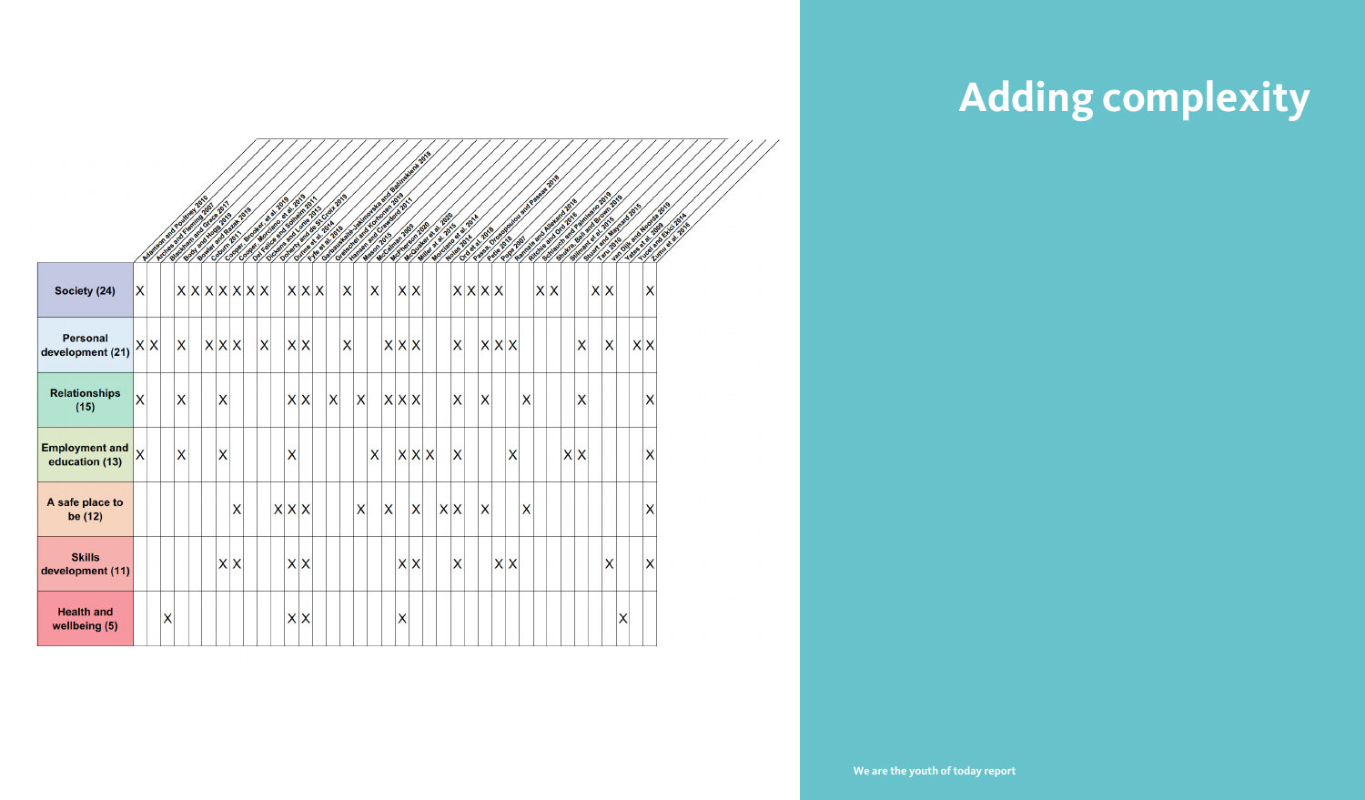# Adding complexity

| | Adamson and Poultney 2010 | Arches and Fleming 2007 | Blackham and Green 2017 | Body and Hogg 2019 | Bowler and Razak 2019 | Coburn 2011 | Cooper, Brooker, et al. 2019 | Cooper, Morciano, et al. 2019 | Del Felice and Solheim 2011 | Dickens and Lonie 2011 | Doherty and de St Croix 2019 | Dunne et al. 2014 | Fyfe et al. 2018 | Garbauskaitė-Jakimovska and Bašinskienė 2019 | Gretschel and Korhonen 2019 | Hansen and Crawford 2011 | Mason 2015 | McCalman 2009 | McPherson 2020 | McQuillan et al. 2020 | Miller et al. 2015 | Morciano et al. 2014 | Nolas 2014 | Ord et al. 2018 | Pitsa, Dimopoulou and Passas 2018 | Petie 2018 | Pope 2007 | Ramalis and Abenand 2018 | Ritchie and Ord 2018 | Schauch and Palmisano 2019 | Shukra, Ball and Brown 2019 | Stillman et al. 2015 | Sturt and Maynard 2015 | Taru 2010 | van Dijk and Noorda 2019 | Yates et al. 2009 | Yuval and Ekici 2014 | Zuma et al. 2016 |
|---|---|---|---|---|---|---|---|---|---|---|---|---|---|---|---|---|---|---|---|---|---|---|---|---|---|---|---|---|---|---|---|---|---|---|---|---|---|---|
| Society (24) | X | | | X | X | X | X | X | X | X | | X | X | X | | X | | X | | X | X | | | X | X | X | X | | | X | X | | | X | X | | | X |
| Personal development (21) | X | X | | X | | X | X | X | | X | | X | X | | | X | | | X | X | X | | | X | | X | X | X | | | | | X | | X | | X | X |
| Relationships (15) | X | | | X | | | X | | | | | X | X | | X | | X | | X | X | X | | | X | | X | | | X | | | | X | | | | | X |
| Employment and education (13) | X | | | X | | | X | | | | | X | | | | | | X | | X | X | X | | X | | | | X | | | | X | X | | | | | X |
| A safe place to be (12) | | | | | | | | X | | | X | X | X | | | | X | | X | | X | | X | X | | X | | | X | | | | | | | | | X |
| Skills development (11) | | | | | | | X | X | | | | X | X | | | | | | | X | X | | | X | | | X | X | | | | | | | X | | | X |
| Health and wellbeing (5) | | | X | | | | | | | | | X | X | | | | | | | X | | | | | | | | | | | | | | | | X | | |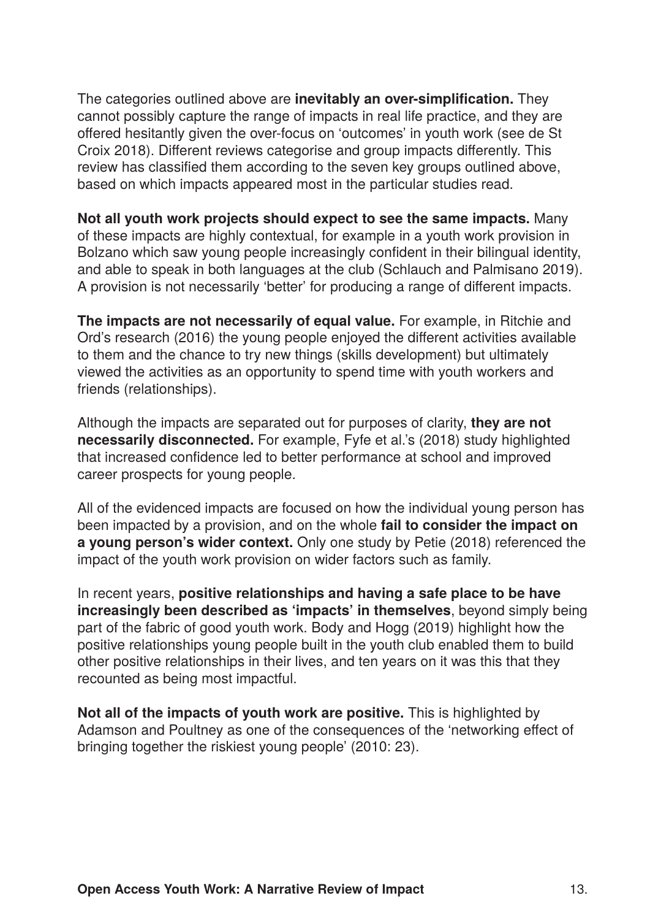The categories outlined above are **inevitably an over-simplification.** They cannot possibly capture the range of impacts in real life practice, and they are offered hesitantly given the over-focus on 'outcomes' in youth work (see de St Croix 2018). Different reviews categorise and group impacts differently. This review has classified them according to the seven key groups outlined above, based on which impacts appeared most in the particular studies read.

**Not all youth work projects should expect to see the same impacts.** Many of these impacts are highly contextual, for example in a youth work provision in Bolzano which saw young people increasingly confident in their bilingual identity, and able to speak in both languages at the club (Schlauch and Palmisano 2019). A provision is not necessarily 'better' for producing a range of different impacts.

**The impacts are not necessarily of equal value.** For example, in Ritchie and Ord's research (2016) the young people enjoyed the different activities available to them and the chance to try new things (skills development) but ultimately viewed the activities as an opportunity to spend time with youth workers and friends (relationships).

Although the impacts are separated out for purposes of clarity, **they are not necessarily disconnected.** For example, Fyfe et al.'s (2018) study highlighted that increased confidence led to better performance at school and improved career prospects for young people.

All of the evidenced impacts are focused on how the individual young person has been impacted by a provision, and on the whole **fail to consider the impact on a young person's wider context.** Only one study by Petie (2018) referenced the impact of the youth work provision on wider factors such as family.

In recent years, **positive relationships and having a safe place to be have increasingly been described as 'impacts' in themselves**, beyond simply being part of the fabric of good youth work. Body and Hogg (2019) highlight how the positive relationships young people built in the youth club enabled them to build other positive relationships in their lives, and ten years on it was this that they recounted as being most impactful.

**Not all of the impacts of youth work are positive.** This is highlighted by Adamson and Poultney as one of the consequences of the 'networking effect of bringing together the riskiest young people' (2010: 23).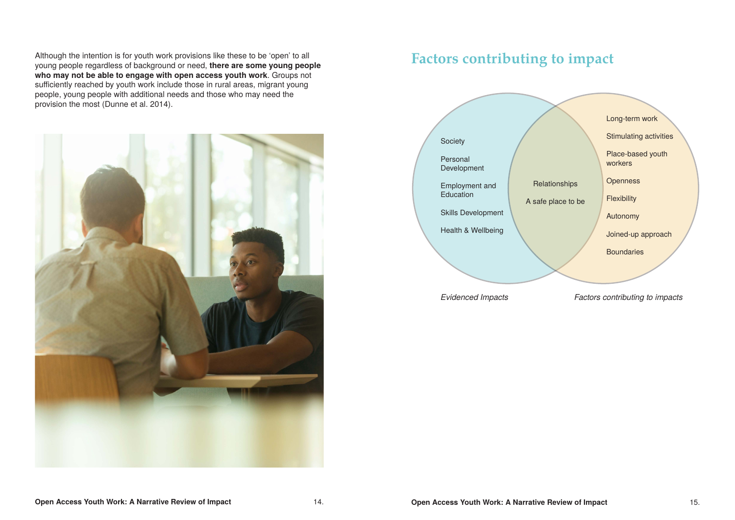Although the intention is for youth work provisions like these to be 'open' to all young people regardless of background or need, **there are some young people who may not be able to engage with open access youth work**. Groups not sufficiently reached by youth work include those in rural areas, migrant young people, young people with additional needs and those who may need the provision the most (Dunne et al. 2014).

## Factors contributing to impact

**Evidenced Impacts**

- Society
- Personal Development
- Employment and Education
- Skills Development
- Health & Wellbeing

**Overlap (both)**

- Relationships
- A safe place to be

**Factors contributing to impacts**

- Long-term work
- Stimulating activities
- Place-based youth workers
- Openness
- Flexibility
- Autonomy
- Joined-up approach
- Boundaries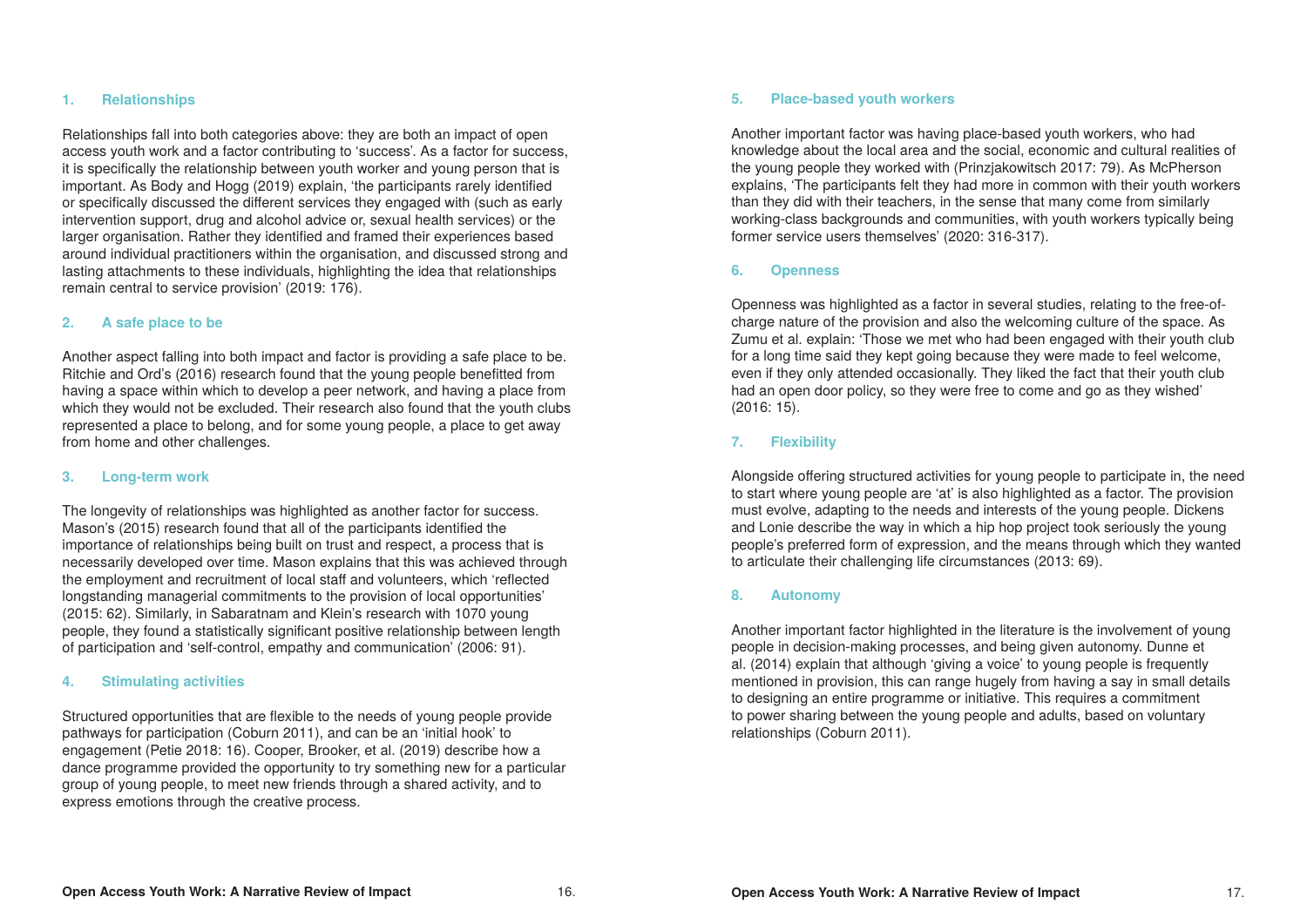### 1. Relationships

Relationships fall into both categories above: they are both an impact of open access youth work and a factor contributing to 'success'. As a factor for success, it is specifically the relationship between youth worker and young person that is important. As Body and Hogg (2019) explain, 'the participants rarely identified or specifically discussed the different services they engaged with (such as early intervention support, drug and alcohol advice or, sexual health services) or the larger organisation. Rather they identified and framed their experiences based around individual practitioners within the organisation, and discussed strong and lasting attachments to these individuals, highlighting the idea that relationships remain central to service provision' (2019: 176).

### 2. A safe place to be

Another aspect falling into both impact and factor is providing a safe place to be. Ritchie and Ord's (2016) research found that the young people benefitted from having a space within which to develop a peer network, and having a place from which they would not be excluded. Their research also found that the youth clubs represented a place to belong, and for some young people, a place to get away from home and other challenges.

### 3. Long-term work

The longevity of relationships was highlighted as another factor for success. Mason's (2015) research found that all of the participants identified the importance of relationships being built on trust and respect, a process that is necessarily developed over time. Mason explains that this was achieved through the employment and recruitment of local staff and volunteers, which 'reflected longstanding managerial commitments to the provision of local opportunities' (2015: 62). Similarly, in Sabaratnam and Klein's research with 1070 young people, they found a statistically significant positive relationship between length of participation and 'self-control, empathy and communication' (2006: 91).

### 4. Stimulating activities

Structured opportunities that are flexible to the needs of young people provide pathways for participation (Coburn 2011), and can be an 'initial hook' to engagement (Petie 2018: 16). Cooper, Brooker, et al. (2019) describe how a dance programme provided the opportunity to try something new for a particular group of young people, to meet new friends through a shared activity, and to express emotions through the creative process.

### 5. Place-based youth workers

Another important factor was having place-based youth workers, who had knowledge about the local area and the social, economic and cultural realities of the young people they worked with (Prinzjakowitsch 2017: 79). As McPherson explains, 'The participants felt they had more in common with their youth workers than they did with their teachers, in the sense that many come from similarly working-class backgrounds and communities, with youth workers typically being former service users themselves' (2020: 316-317).

### 6. Openness

Openness was highlighted as a factor in several studies, relating to the free-of-charge nature of the provision and also the welcoming culture of the space. As Zumu et al. explain: 'Those we met who had been engaged with their youth club for a long time said they kept going because they were made to feel welcome, even if they only attended occasionally. They liked the fact that their youth club had an open door policy, so they were free to come and go as they wished' (2016: 15).

### 7. Flexibility

Alongside offering structured activities for young people to participate in, the need to start where young people are 'at' is also highlighted as a factor. The provision must evolve, adapting to the needs and interests of the young people. Dickens and Lonie describe the way in which a hip hop project took seriously the young people's preferred form of expression, and the means through which they wanted to articulate their challenging life circumstances (2013: 69).

### 8. Autonomy

Another important factor highlighted in the literature is the involvement of young people in decision-making processes, and being given autonomy. Dunne et al. (2014) explain that although 'giving a voice' to young people is frequently mentioned in provision, this can range hugely from having a say in small details to designing an entire programme or initiative. This requires a commitment to power sharing between the young people and adults, based on voluntary relationships (Coburn 2011).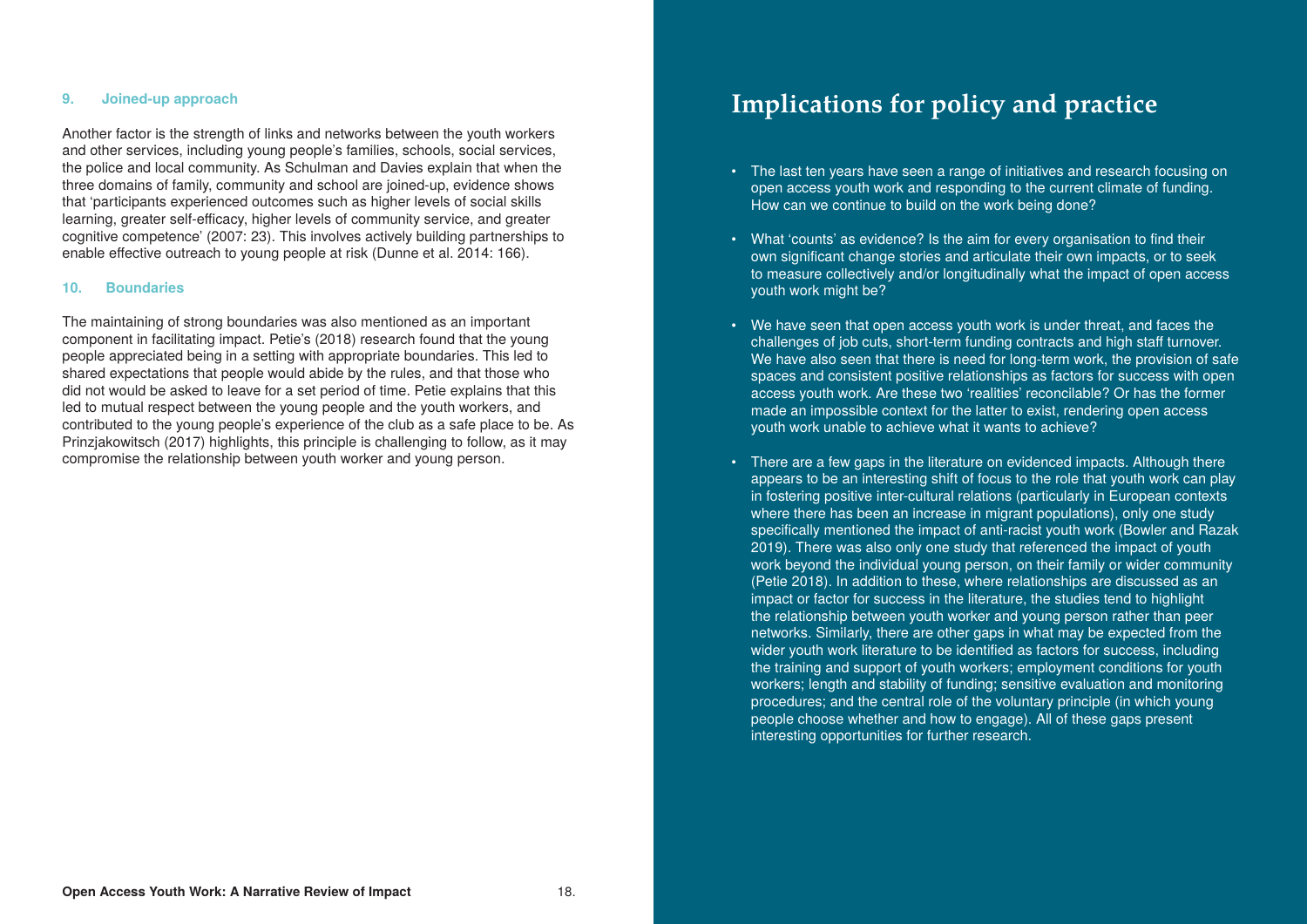### 9. Joined-up approach

Another factor is the strength of links and networks between the youth workers and other services, including young people's families, schools, social services, the police and local community. As Schulman and Davies explain that when the three domains of family, community and school are joined-up, evidence shows that 'participants experienced outcomes such as higher levels of social skills learning, greater self-efficacy, higher levels of community service, and greater cognitive competence' (2007: 23). This involves actively building partnerships to enable effective outreach to young people at risk (Dunne et al. 2014: 166).

### 10. Boundaries

The maintaining of strong boundaries was also mentioned as an important component in facilitating impact. Petie's (2018) research found that the young people appreciated being in a setting with appropriate boundaries. This led to shared expectations that people would abide by the rules, and that those who did not would be asked to leave for a set period of time. Petie explains that this led to mutual respect between the young people and the youth workers, and contributed to the young people's experience of the club as a safe place to be. As Prinzjakowitsch (2017) highlights, this principle is challenging to follow, as it may compromise the relationship between youth worker and young person.

# Implications for policy and practice

- The last ten years have seen a range of initiatives and research focusing on open access youth work and responding to the current climate of funding. How can we continue to build on the work being done?
- What 'counts' as evidence? Is the aim for every organisation to find their own significant change stories and articulate their own impacts, or to seek to measure collectively and/or longitudinally what the impact of open access youth work might be?
- We have seen that open access youth work is under threat, and faces the challenges of job cuts, short-term funding contracts and high staff turnover. We have also seen that there is need for long-term work, the provision of safe spaces and consistent positive relationships as factors for success with open access youth work. Are these two 'realities' reconcilable? Or has the former made an impossible context for the latter to exist, rendering open access youth work unable to achieve what it wants to achieve?
- There are a few gaps in the literature on evidenced impacts. Although there appears to be an interesting shift of focus to the role that youth work can play in fostering positive inter-cultural relations (particularly in European contexts where there has been an increase in migrant populations), only one study specifically mentioned the impact of anti-racist youth work (Bowler and Razak 2019). There was also only one study that referenced the impact of youth work beyond the individual young person, on their family or wider community (Petie 2018). In addition to these, where relationships are discussed as an impact or factor for success in the literature, the studies tend to highlight the relationship between youth worker and young person rather than peer networks. Similarly, there are other gaps in what may be expected from the wider youth work literature to be identified as factors for success, including the training and support of youth workers; employment conditions for youth workers; length and stability of funding; sensitive evaluation and monitoring procedures; and the central role of the voluntary principle (in which young people choose whether and how to engage). All of these gaps present interesting opportunities for further research.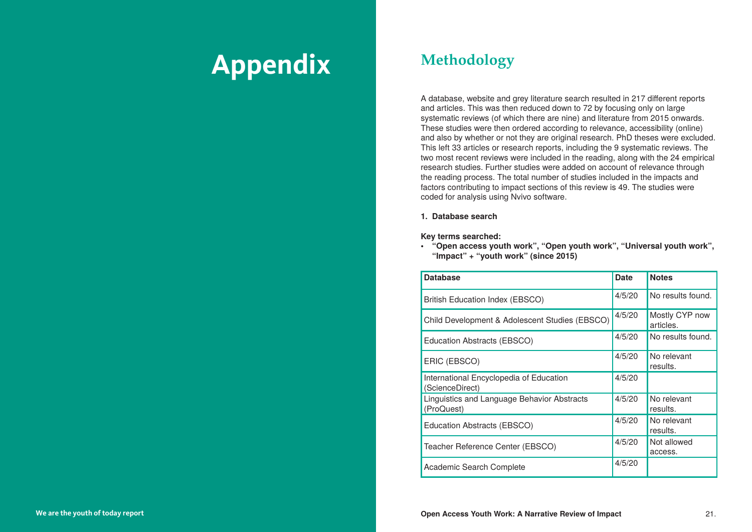# Appendix

## Methodology

A database, website and grey literature search resulted in 217 different reports and articles. This was then reduced down to 72 by focusing only on large systematic reviews (of which there are nine) and literature from 2015 onwards. These studies were then ordered according to relevance, accessibility (online) and also by whether or not they are original research. PhD theses were excluded. This left 33 articles or research reports, including the 9 systematic reviews. The two most recent reviews were included in the reading, along with the 24 empirical research studies. Further studies were added on account of relevance through the reading process. The total number of studies included in the impacts and factors contributing to impact sections of this review is 49. The studies were coded for analysis using Nvivo software.

**1. Database search**

**Key terms searched:**

- **"Open access youth work", "Open youth work", "Universal youth work", "Impact" + "youth work" (since 2015)**

| Database | Date | Notes |
|---|---|---|
| British Education Index (EBSCO) | 4/5/20 | No results found. |
| Child Development & Adolescent Studies (EBSCO) | 4/5/20 | Mostly CYP now articles. |
| Education Abstracts (EBSCO) | 4/5/20 | No results found. |
| ERIC (EBSCO) | 4/5/20 | No relevant results. |
| International Encyclopedia of Education (ScienceDirect) | 4/5/20 | |
| Linguistics and Language Behavior Abstracts (ProQuest) | 4/5/20 | No relevant results. |
| Education Abstracts (EBSCO) | 4/5/20 | No relevant results. |
| Teacher Reference Center (EBSCO) | 4/5/20 | Not allowed access. |
| Academic Search Complete | 4/5/20 | |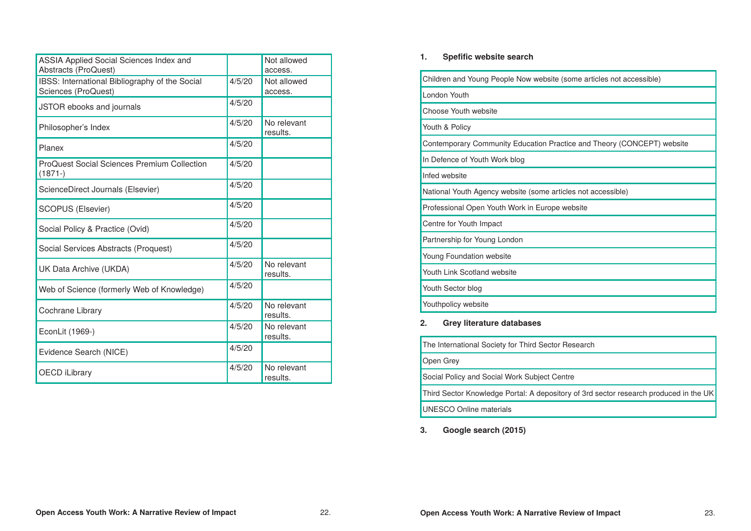| | | |
|---|---|---|
| ASSIA Applied Social Sciences Index and Abstracts (ProQuest) | | Not allowed access. |
| IBSS: International Bibliography of the Social Sciences (ProQuest) | 4/5/20 | Not allowed access. |
| JSTOR ebooks and journals | 4/5/20 | |
| Philosopher's Index | 4/5/20 | No relevant results. |
| Planex | 4/5/20 | |
| ProQuest Social Sciences Premium Collection (1871-) | 4/5/20 | |
| ScienceDirect Journals (Elsevier) | 4/5/20 | |
| SCOPUS (Elsevier) | 4/5/20 | |
| Social Policy & Practice (Ovid) | 4/5/20 | |
| Social Services Abstracts (Proquest) | 4/5/20 | |
| UK Data Archive (UKDA) | 4/5/20 | No relevant results. |
| Web of Science (formerly Web of Knowledge) | 4/5/20 | |
| Cochrane Library | 4/5/20 | No relevant results. |
| EconLit (1969-) | 4/5/20 | No relevant results. |
| Evidence Search (NICE) | 4/5/20 | |
| OECD iLibrary | 4/5/20 | No relevant results. |

**1. Spefific website search**

| |
|---|
| Children and Young People Now website (some articles not accessible) |
| London Youth |
| Choose Youth website |
| Youth & Policy |
| Contemporary Community Education Practice and Theory (CONCEPT) website |
| In Defence of Youth Work blog |
| Infed website |
| National Youth Agency website (some articles not accessible) |
| Professional Open Youth Work in Europe website |
| Centre for Youth Impact |
| Partnership for Young London |
| Young Foundation website |
| Youth Link Scotland website |
| Youth Sector blog |
| Youthpolicy website |

**2. Grey literature databases**

| |
|---|
| The International Society for Third Sector Research |
| Open Grey |
| Social Policy and Social Work Subject Centre |
| Third Sector Knowledge Portal: A depository of 3rd sector research produced in the UK |
| UNESCO Online materials |

**3. Google search (2015)**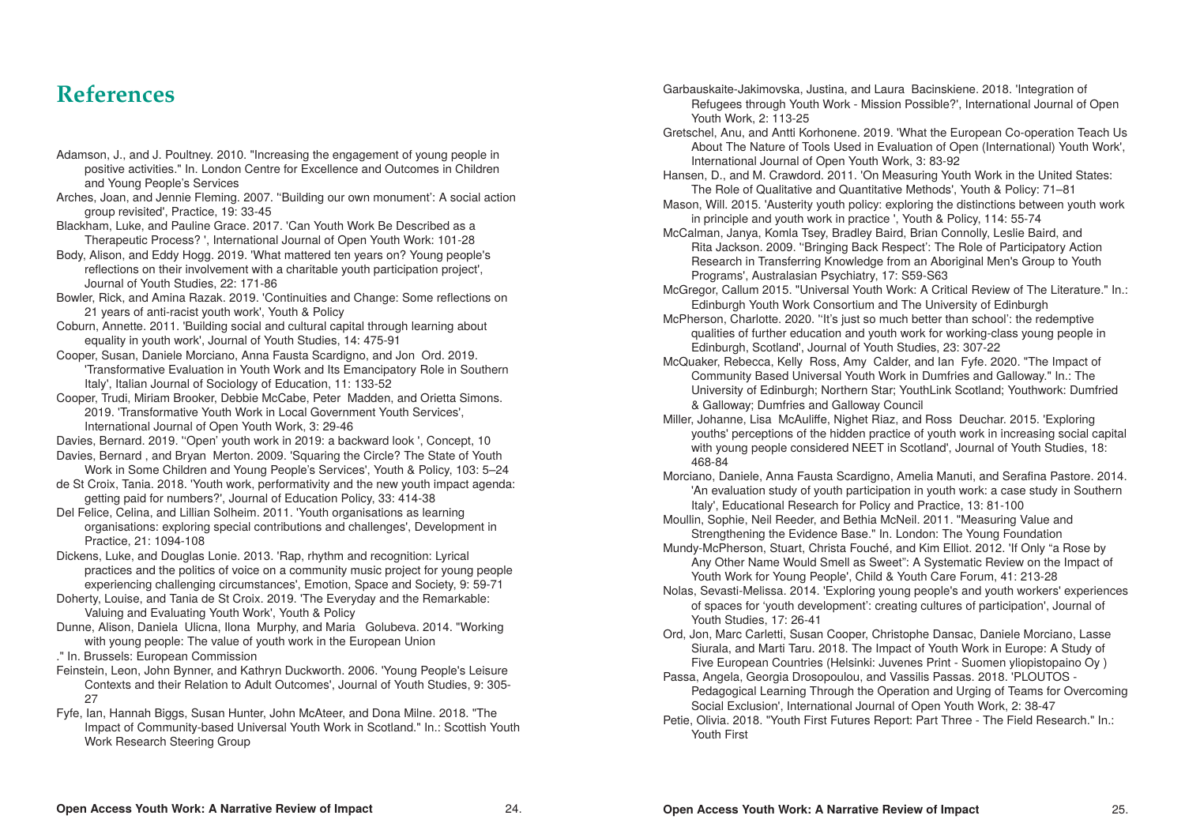# References

Adamson, J., and J. Poultney. 2010. "Increasing the engagement of young people in positive activities." In. London Centre for Excellence and Outcomes in Children and Young People's Services

Arches, Joan, and Jennie Fleming. 2007. ''Building our own monument': A social action group revisited', Practice, 19: 33-45

Blackham, Luke, and Pauline Grace. 2017. 'Can Youth Work Be Described as a Therapeutic Process? ', International Journal of Open Youth Work: 101-28

Body, Alison, and Eddy Hogg. 2019. 'What mattered ten years on? Young people's reflections on their involvement with a charitable youth participation project', Journal of Youth Studies, 22: 171-86

Bowler, Rick, and Amina Razak. 2019. 'Continuities and Change: Some reflections on 21 years of anti-racist youth work', Youth & Policy

Coburn, Annette. 2011. 'Building social and cultural capital through learning about equality in youth work', Journal of Youth Studies, 14: 475-91

Cooper, Susan, Daniele Morciano, Anna Fausta Scardigno, and Jon Ord. 2019. 'Transformative Evaluation in Youth Work and Its Emancipatory Role in Southern Italy', Italian Journal of Sociology of Education, 11: 133-52

Cooper, Trudi, Miriam Brooker, Debbie McCabe, Peter Madden, and Orietta Simons. 2019. 'Transformative Youth Work in Local Government Youth Services', International Journal of Open Youth Work, 3: 29-46

Davies, Bernard. 2019. ''Open' youth work in 2019: a backward look ', Concept, 10

Davies, Bernard , and Bryan Merton. 2009. 'Squaring the Circle? The State of Youth Work in Some Children and Young People's Services', Youth & Policy, 103: 5–24

de St Croix, Tania. 2018. 'Youth work, performativity and the new youth impact agenda: getting paid for numbers?', Journal of Education Policy, 33: 414-38

Del Felice, Celina, and Lillian Solheim. 2011. 'Youth organisations as learning organisations: exploring special contributions and challenges', Development in Practice, 21: 1094-108

Dickens, Luke, and Douglas Lonie. 2013. 'Rap, rhythm and recognition: Lyrical practices and the politics of voice on a community music project for young people experiencing challenging circumstances', Emotion, Space and Society, 9: 59-71

Doherty, Louise, and Tania de St Croix. 2019. 'The Everyday and the Remarkable: Valuing and Evaluating Youth Work', Youth & Policy

Dunne, Alison, Daniela Ulicna, Ilona Murphy, and Maria Golubeva. 2014. "Working with young people: The value of youth work in the European Union
." In. Brussels: European Commission

Feinstein, Leon, John Bynner, and Kathryn Duckworth. 2006. 'Young People's Leisure Contexts and their Relation to Adult Outcomes', Journal of Youth Studies, 9: 305-27

Fyfe, Ian, Hannah Biggs, Susan Hunter, John McAteer, and Dona Milne. 2018. "The Impact of Community-based Universal Youth Work in Scotland." In.: Scottish Youth Work Research Steering Group

Garbauskaite-Jakimovska, Justina, and Laura Bacinskiene. 2018. 'Integration of Refugees through Youth Work - Mission Possible?', International Journal of Open Youth Work, 2: 113-25

Gretschel, Anu, and Antti Korhonene. 2019. 'What the European Co-operation Teach Us About The Nature of Tools Used in Evaluation of Open (International) Youth Work', International Journal of Open Youth Work, 3: 83-92

Hansen, D., and M. Crawdord. 2011. 'On Measuring Youth Work in the United States: The Role of Qualitative and Quantitative Methods', Youth & Policy: 71–81

Mason, Will. 2015. 'Austerity youth policy: exploring the distinctions between youth work in principle and youth work in practice ', Youth & Policy, 114: 55-74

McCalman, Janya, Komla Tsey, Bradley Baird, Brian Connolly, Leslie Baird, and Rita Jackson. 2009. ''Bringing Back Respect': The Role of Participatory Action Research in Transferring Knowledge from an Aboriginal Men's Group to Youth Programs', Australasian Psychiatry, 17: S59-S63

McGregor, Callum 2015. "Universal Youth Work: A Critical Review of The Literature." In.: Edinburgh Youth Work Consortium and The University of Edinburgh

McPherson, Charlotte. 2020. ''It's just so much better than school': the redemptive qualities of further education and youth work for working-class young people in Edinburgh, Scotland', Journal of Youth Studies, 23: 307-22

McQuaker, Rebecca, Kelly Ross, Amy Calder, and Ian Fyfe. 2020. "The Impact of Community Based Universal Youth Work in Dumfries and Galloway." In.: The University of Edinburgh; Northern Star; YouthLink Scotland; Youthwork: Dumfried & Galloway; Dumfries and Galloway Council

Miller, Johanne, Lisa McAuliffe, Nighet Riaz, and Ross Deuchar. 2015. 'Exploring youths' perceptions of the hidden practice of youth work in increasing social capital with young people considered NEET in Scotland', Journal of Youth Studies, 18: 468-84

Morciano, Daniele, Anna Fausta Scardigno, Amelia Manuti, and Serafina Pastore. 2014. 'An evaluation study of youth participation in youth work: a case study in Southern Italy', Educational Research for Policy and Practice, 13: 81-100

Moullin, Sophie, Neil Reeder, and Bethia McNeil. 2011. "Measuring Value and Strengthening the Evidence Base." In. London: The Young Foundation

Mundy-McPherson, Stuart, Christa Fouché, and Kim Elliot. 2012. 'If Only "a Rose by Any Other Name Would Smell as Sweet": A Systematic Review on the Impact of Youth Work for Young People', Child & Youth Care Forum, 41: 213-28

Nolas, Sevasti-Melissa. 2014. 'Exploring young people's and youth workers' experiences of spaces for 'youth development': creating cultures of participation', Journal of Youth Studies, 17: 26-41

Ord, Jon, Marc Carletti, Susan Cooper, Christophe Dansac, Daniele Morciano, Lasse Siurala, and Marti Taru. 2018. The Impact of Youth Work in Europe: A Study of Five European Countries (Helsinki: Juvenes Print - Suomen yliopistopaino Oy )

Passa, Angela, Georgia Drosopoulou, and Vassilis Passas. 2018. 'PLOUTOS - Pedagogical Learning Through the Operation and Urging of Teams for Overcoming Social Exclusion', International Journal of Open Youth Work, 2: 38-47

Petie, Olivia. 2018. "Youth First Futures Report: Part Three - The Field Research." In.: Youth First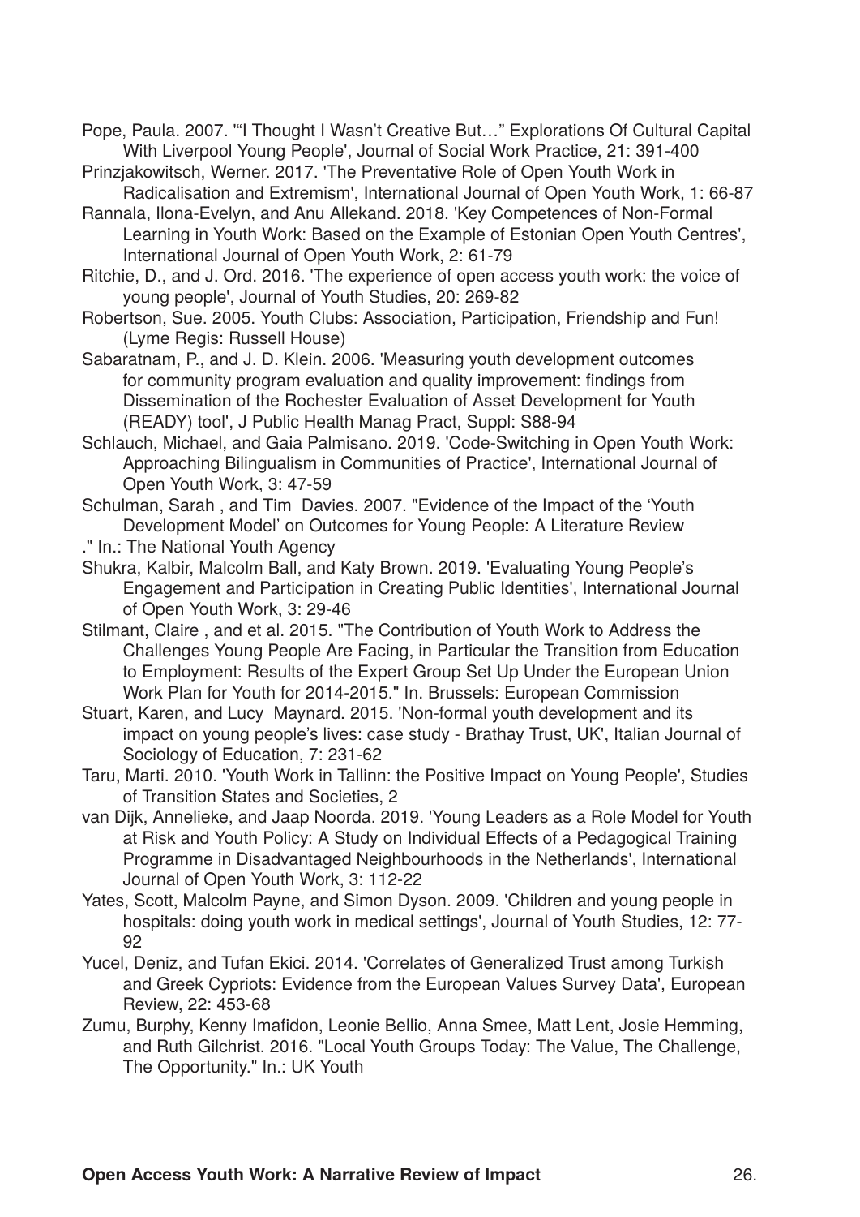Pope, Paula. 2007. '"I Thought I Wasn't Creative But…" Explorations Of Cultural Capital With Liverpool Young People', Journal of Social Work Practice, 21: 391-400

Prinzjakowitsch, Werner. 2017. 'The Preventative Role of Open Youth Work in Radicalisation and Extremism', International Journal of Open Youth Work, 1: 66-87

Rannala, Ilona-Evelyn, and Anu Allekand. 2018. 'Key Competences of Non-Formal Learning in Youth Work: Based on the Example of Estonian Open Youth Centres', International Journal of Open Youth Work, 2: 61-79

Ritchie, D., and J. Ord. 2016. 'The experience of open access youth work: the voice of young people', Journal of Youth Studies, 20: 269-82

Robertson, Sue. 2005. Youth Clubs: Association, Participation, Friendship and Fun! (Lyme Regis: Russell House)

Sabaratnam, P., and J. D. Klein. 2006. 'Measuring youth development outcomes for community program evaluation and quality improvement: findings from Dissemination of the Rochester Evaluation of Asset Development for Youth (READY) tool', J Public Health Manag Pract, Suppl: S88-94

Schlauch, Michael, and Gaia Palmisano. 2019. 'Code-Switching in Open Youth Work: Approaching Bilingualism in Communities of Practice', International Journal of Open Youth Work, 3: 47-59

Schulman, Sarah , and Tim Davies. 2007. "Evidence of the Impact of the 'Youth Development Model' on Outcomes for Young People: A Literature Review
." In.: The National Youth Agency

Shukra, Kalbir, Malcolm Ball, and Katy Brown. 2019. 'Evaluating Young People's Engagement and Participation in Creating Public Identities', International Journal of Open Youth Work, 3: 29-46

Stilmant, Claire , and et al. 2015. "The Contribution of Youth Work to Address the Challenges Young People Are Facing, in Particular the Transition from Education to Employment: Results of the Expert Group Set Up Under the European Union Work Plan for Youth for 2014-2015." In. Brussels: European Commission

Stuart, Karen, and Lucy Maynard. 2015. 'Non-formal youth development and its impact on young people's lives: case study - Brathay Trust, UK', Italian Journal of Sociology of Education, 7: 231-62

Taru, Marti. 2010. 'Youth Work in Tallinn: the Positive Impact on Young People', Studies of Transition States and Societies, 2

van Dijk, Annelieke, and Jaap Noorda. 2019. 'Young Leaders as a Role Model for Youth at Risk and Youth Policy: A Study on Individual Effects of a Pedagogical Training Programme in Disadvantaged Neighbourhoods in the Netherlands', International Journal of Open Youth Work, 3: 112-22

Yates, Scott, Malcolm Payne, and Simon Dyson. 2009. 'Children and young people in hospitals: doing youth work in medical settings', Journal of Youth Studies, 12: 77-92

Yucel, Deniz, and Tufan Ekici. 2014. 'Correlates of Generalized Trust among Turkish and Greek Cypriots: Evidence from the European Values Survey Data', European Review, 22: 453-68

Zumu, Burphy, Kenny Imafidon, Leonie Bellio, Anna Smee, Matt Lent, Josie Hemming, and Ruth Gilchrist. 2016. "Local Youth Groups Today: The Value, The Challenge, The Opportunity." In.: UK Youth